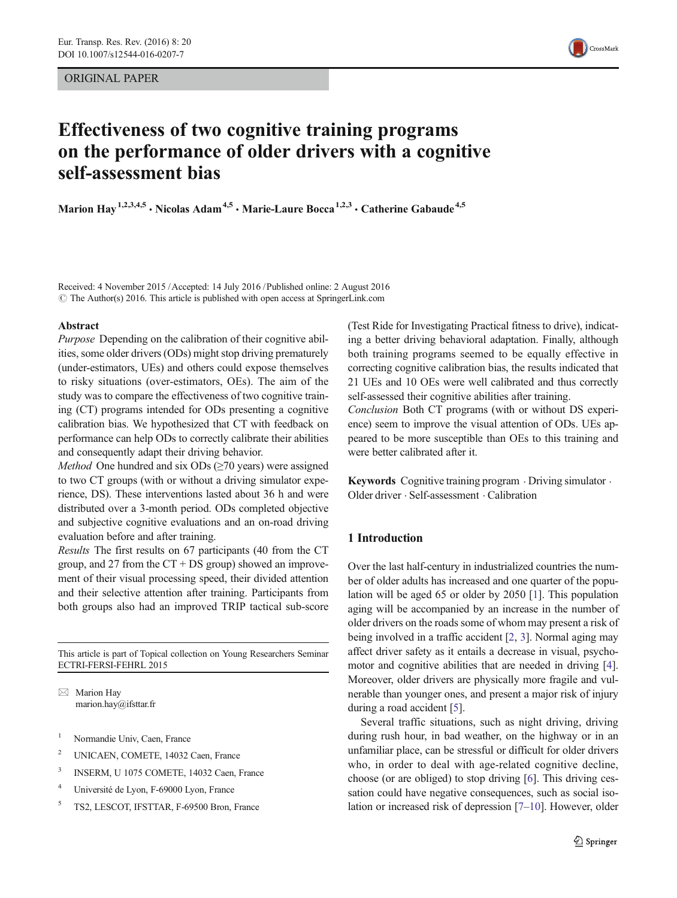ORIGINAL PAPER

# Effectiveness of two cognitive training programs on the performance of older drivers with a cognitive self-assessment bias

Marion Hay[1,2,3,4,5] · Nicolas Adam[4,5] · Marie-Laure Bocca[1,2,3] · Catherine Gabaude[4,5]

Received: 4 November 2015 / Accepted: 14 July 2016 / Published online: 2 August 2016
© The Author(s) 2016. This article is published with open access at SpringerLink.com

## Abstract

*Purpose* Depending on the calibration of their cognitive abilities, some older drivers (ODs) might stop driving prematurely (under-estimators, UEs) and others could expose themselves to risky situations (over-estimators, OEs). The aim of the study was to compare the effectiveness of two cognitive training (CT) programs intended for ODs presenting a cognitive calibration bias. We hypothesized that CT with feedback on performance can help ODs to correctly calibrate their abilities and consequently adapt their driving behavior.

*Method* One hundred and six ODs (≥70 years) were assigned to two CT groups (with or without a driving simulator experience, DS). These interventions lasted about 36 h and were distributed over a 3-month period. ODs completed objective and subjective cognitive evaluations and an on-road driving evaluation before and after training.

*Results* The first results on 67 participants (40 from the CT group, and 27 from the CT + DS group) showed an improvement of their visual processing speed, their divided attention and their selective attention after training. Participants from both groups also had an improved TRIP tactical sub-score (Test Ride for Investigating Practical fitness to drive), indicating a better driving behavioral adaptation. Finally, although both training programs seemed to be equally effective in correcting cognitive calibration bias, the results indicated that 21 UEs and 10 OEs were well calibrated and thus correctly self-assessed their cognitive abilities after training.

*Conclusion* Both CT programs (with or without DS experience) seem to improve the visual attention of ODs. UEs appeared to be more susceptible than OEs to this training and were better calibrated after it.

**Keywords** Cognitive training program · Driving simulator · Older driver · Self-assessment · Calibration

This article is part of Topical collection on Young Researchers Seminar ECTRI-FERSI-FEHRL 2015

✉ Marion Hay
marion.hay@ifsttar.fr

1 Normandie Univ, Caen, France

2 UNICAEN, COMETE, 14032 Caen, France

3 INSERM, U 1075 COMETE, 14032 Caen, France

4 Université de Lyon, F-69000 Lyon, France

5 TS2, LESCOT, IFSTTAR, F-69500 Bron, France

## 1 Introduction

Over the last half-century in industrialized countries the number of older adults has increased and one quarter of the population will be aged 65 or older by 2050 [1]. This population aging will be accompanied by an increase in the number of older drivers on the roads some of whom may present a risk of being involved in a traffic accident [2, 3]. Normal aging may affect driver safety as it entails a decrease in visual, psychomotor and cognitive abilities that are needed in driving [4]. Moreover, older drivers are physically more fragile and vulnerable than younger ones, and present a major risk of injury during a road accident [5].

Several traffic situations, such as night driving, driving during rush hour, in bad weather, on the highway or in an unfamiliar place, can be stressful or difficult for older drivers who, in order to deal with age-related cognitive decline, choose (or are obliged) to stop driving [6]. This driving cessation could have negative consequences, such as social isolation or increased risk of depression [7–10]. However, older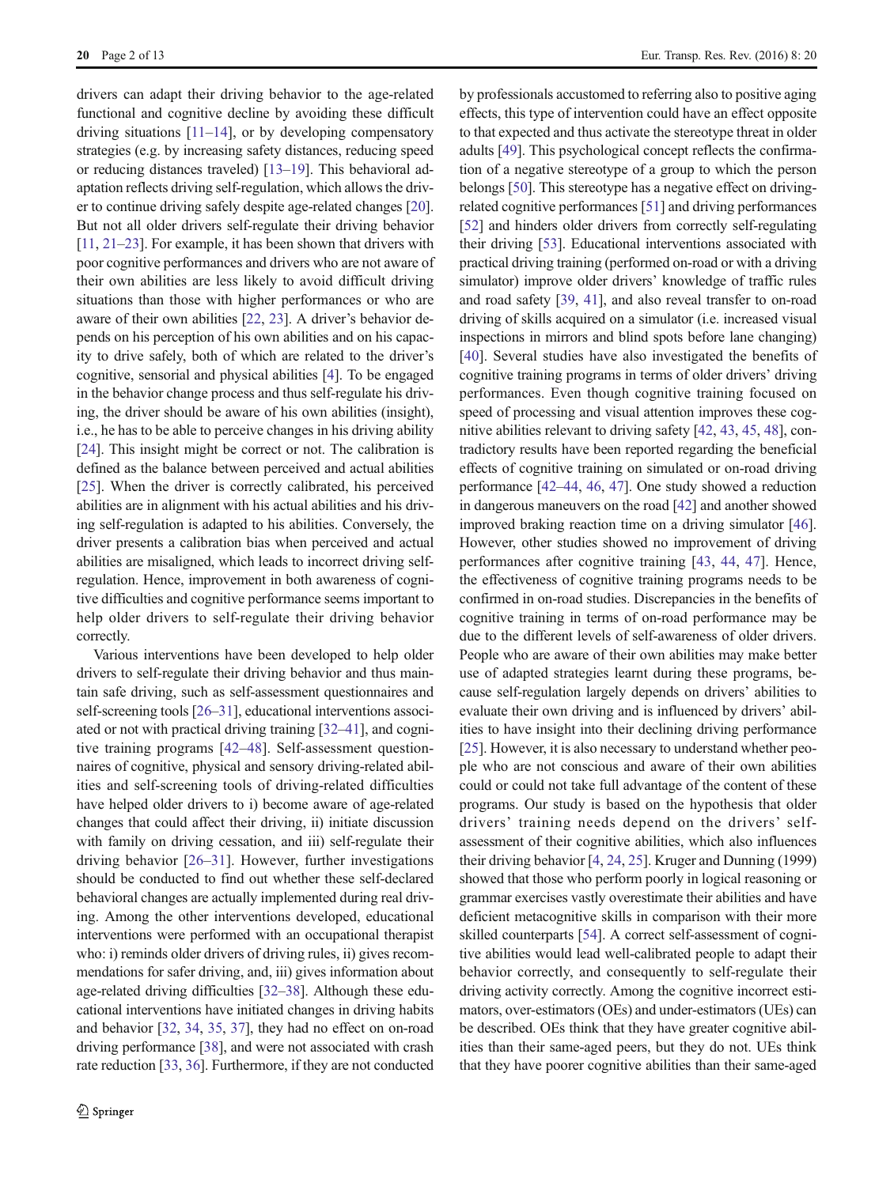drivers can adapt their driving behavior to the age-related functional and cognitive decline by avoiding these difficult driving situations [11–14], or by developing compensatory strategies (e.g. by increasing safety distances, reducing speed or reducing distances traveled) [13–19]. This behavioral adaptation reflects driving self-regulation, which allows the driver to continue driving safely despite age-related changes [20]. But not all older drivers self-regulate their driving behavior [11, 21–23]. For example, it has been shown that drivers with poor cognitive performances and drivers who are not aware of their own abilities are less likely to avoid difficult driving situations than those with higher performances or who are aware of their own abilities [22, 23]. A driver's behavior depends on his perception of his own abilities and on his capacity to drive safely, both of which are related to the driver's cognitive, sensorial and physical abilities [4]. To be engaged in the behavior change process and thus self-regulate his driving, the driver should be aware of his own abilities (insight), i.e., he has to be able to perceive changes in his driving ability [24]. This insight might be correct or not. The calibration is defined as the balance between perceived and actual abilities [25]. When the driver is correctly calibrated, his perceived abilities are in alignment with his actual abilities and his driving self-regulation is adapted to his abilities. Conversely, the driver presents a calibration bias when perceived and actual abilities are misaligned, which leads to incorrect driving self-regulation. Hence, improvement in both awareness of cognitive difficulties and cognitive performance seems important to help older drivers to self-regulate their driving behavior correctly.

Various interventions have been developed to help older drivers to self-regulate their driving behavior and thus maintain safe driving, such as self-assessment questionnaires and self-screening tools [26–31], educational interventions associated or not with practical driving training [32–41], and cognitive training programs [42–48]. Self-assessment questionnaires of cognitive, physical and sensory driving-related abilities and self-screening tools of driving-related difficulties have helped older drivers to i) become aware of age-related changes that could affect their driving, ii) initiate discussion with family on driving cessation, and iii) self-regulate their driving behavior [26–31]. However, further investigations should be conducted to find out whether these self-declared behavioral changes are actually implemented during real driving. Among the other interventions developed, educational interventions were performed with an occupational therapist who: i) reminds older drivers of driving rules, ii) gives recommendations for safer driving, and, iii) gives information about age-related driving difficulties [32–38]. Although these educational interventions have initiated changes in driving habits and behavior [32, 34, 35, 37], they had no effect on on-road driving performance [38], and were not associated with crash rate reduction [33, 36]. Furthermore, if they are not conducted by professionals accustomed to referring also to positive aging effects, this type of intervention could have an effect opposite to that expected and thus activate the stereotype threat in older adults [49]. This psychological concept reflects the confirmation of a negative stereotype of a group to which the person belongs [50]. This stereotype has a negative effect on driving-related cognitive performances [51] and driving performances [52] and hinders older drivers from correctly self-regulating their driving [53]. Educational interventions associated with practical driving training (performed on-road or with a driving simulator) improve older drivers' knowledge of traffic rules and road safety [39, 41], and also reveal transfer to on-road driving of skills acquired on a simulator (i.e. increased visual inspections in mirrors and blind spots before lane changing) [40]. Several studies have also investigated the benefits of cognitive training programs in terms of older drivers' driving performances. Even though cognitive training focused on speed of processing and visual attention improves these cognitive abilities relevant to driving safety [42, 43, 45, 48], contradictory results have been reported regarding the beneficial effects of cognitive training on simulated or on-road driving performance [42–44, 46, 47]. One study showed a reduction in dangerous maneuvers on the road [42] and another showed improved braking reaction time on a driving simulator [46]. However, other studies showed no improvement of driving performances after cognitive training [43, 44, 47]. Hence, the effectiveness of cognitive training programs needs to be confirmed in on-road studies. Discrepancies in the benefits of cognitive training in terms of on-road performance may be due to the different levels of self-awareness of older drivers. People who are aware of their own abilities may make better use of adapted strategies learnt during these programs, because self-regulation largely depends on drivers' abilities to evaluate their own driving and is influenced by drivers' abilities to have insight into their declining driving performance [25]. However, it is also necessary to understand whether people who are not conscious and aware of their own abilities could or could not take full advantage of the content of these programs. Our study is based on the hypothesis that older drivers' training needs depend on the drivers' self-assessment of their cognitive abilities, which also influences their driving behavior [4, 24, 25]. Kruger and Dunning (1999) showed that those who perform poorly in logical reasoning or grammar exercises vastly overestimate their abilities and have deficient metacognitive skills in comparison with their more skilled counterparts [54]. A correct self-assessment of cognitive abilities would lead well-calibrated people to adapt their behavior correctly, and consequently to self-regulate their driving activity correctly. Among the cognitive incorrect estimators, over-estimators (OEs) and under-estimators (UEs) can be described. OEs think that they have greater cognitive abilities than their same-aged peers, but they do not. UEs think that they have poorer cognitive abilities than their same-aged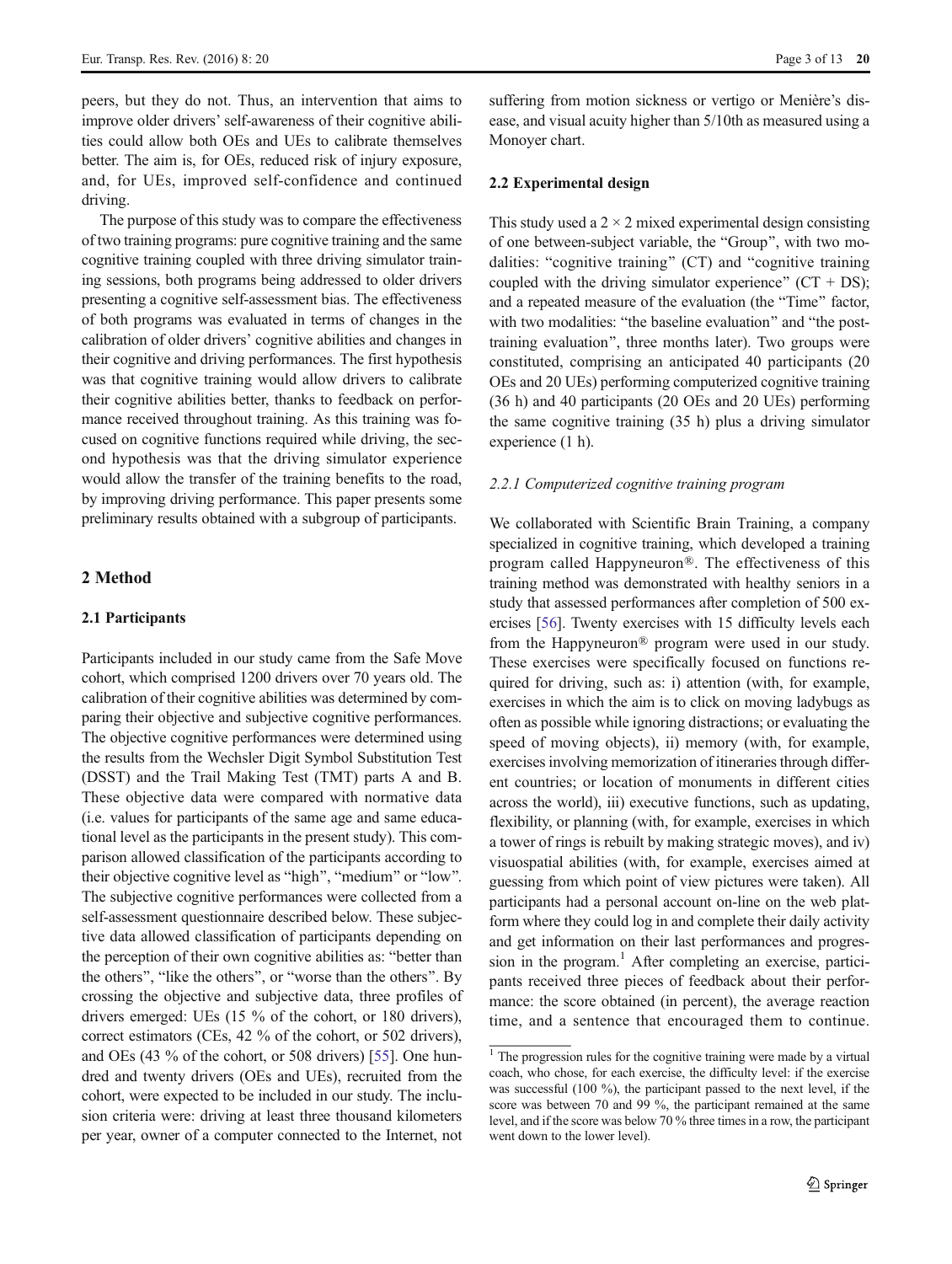peers, but they do not. Thus, an intervention that aims to improve older drivers' self-awareness of their cognitive abilities could allow both OEs and UEs to calibrate themselves better. The aim is, for OEs, reduced risk of injury exposure, and, for UEs, improved self-confidence and continued driving.

The purpose of this study was to compare the effectiveness of two training programs: pure cognitive training and the same cognitive training coupled with three driving simulator training sessions, both programs being addressed to older drivers presenting a cognitive self-assessment bias. The effectiveness of both programs was evaluated in terms of changes in the calibration of older drivers' cognitive abilities and changes in their cognitive and driving performances. The first hypothesis was that cognitive training would allow drivers to calibrate their cognitive abilities better, thanks to feedback on performance received throughout training. As this training was focused on cognitive functions required while driving, the second hypothesis was that the driving simulator experience would allow the transfer of the training benefits to the road, by improving driving performance. This paper presents some preliminary results obtained with a subgroup of participants.

## 2 Method

### 2.1 Participants

Participants included in our study came from the Safe Move cohort, which comprised 1200 drivers over 70 years old. The calibration of their cognitive abilities was determined by comparing their objective and subjective cognitive performances. The objective cognitive performances were determined using the results from the Wechsler Digit Symbol Substitution Test (DSST) and the Trail Making Test (TMT) parts A and B. These objective data were compared with normative data (i.e. values for participants of the same age and same educational level as the participants in the present study). This comparison allowed classification of the participants according to their objective cognitive level as "high", "medium" or "low". The subjective cognitive performances were collected from a self-assessment questionnaire described below. These subjective data allowed classification of participants depending on the perception of their own cognitive abilities as: "better than the others", "like the others", or "worse than the others". By crossing the objective and subjective data, three profiles of drivers emerged: UEs (15 % of the cohort, or 180 drivers), correct estimators (CEs, 42 % of the cohort, or 502 drivers), and OEs (43 % of the cohort, or 508 drivers) [55]. One hundred and twenty drivers (OEs and UEs), recruited from the cohort, were expected to be included in our study. The inclusion criteria were: driving at least three thousand kilometers per year, owner of a computer connected to the Internet, not suffering from motion sickness or vertigo or Menière's disease, and visual acuity higher than 5/10th as measured using a Monoyer chart.

### 2.2 Experimental design

This study used a 2 × 2 mixed experimental design consisting of one between-subject variable, the "Group", with two modalities: "cognitive training" (CT) and "cognitive training coupled with the driving simulator experience" (CT + DS); and a repeated measure of the evaluation (the "Time" factor, with two modalities: "the baseline evaluation" and "the post-training evaluation", three months later). Two groups were constituted, comprising an anticipated 40 participants (20 OEs and 20 UEs) performing computerized cognitive training (36 h) and 40 participants (20 OEs and 20 UEs) performing the same cognitive training (35 h) plus a driving simulator experience (1 h).

#### *2.2.1 Computerized cognitive training program*

We collaborated with Scientific Brain Training, a company specialized in cognitive training, which developed a training program called Happyneuron®. The effectiveness of this training method was demonstrated with healthy seniors in a study that assessed performances after completion of 500 exercises [56]. Twenty exercises with 15 difficulty levels each from the Happyneuron® program were used in our study. These exercises were specifically focused on functions required for driving, such as: i) attention (with, for example, exercises in which the aim is to click on moving ladybugs as often as possible while ignoring distractions; or evaluating the speed of moving objects), ii) memory (with, for example, exercises involving memorization of itineraries through different countries; or location of monuments in different cities across the world), iii) executive functions, such as updating, flexibility, or planning (with, for example, exercises in which a tower of rings is rebuilt by making strategic moves), and iv) visuospatial abilities (with, for example, exercises aimed at guessing from which point of view pictures were taken). All participants had a personal account on-line on the web platform where they could log in and complete their daily activity and get information on their last performances and progression in the program.[1] After completing an exercise, participants received three pieces of feedback about their performance: the score obtained (in percent), the average reaction time, and a sentence that encouraged them to continue.

[1] The progression rules for the cognitive training were made by a virtual coach, who chose, for each exercise, the difficulty level: if the exercise was successful (100 %), the participant passed to the next level, if the score was between 70 and 99 %, the participant remained at the same level, and if the score was below 70 % three times in a row, the participant went down to the lower level).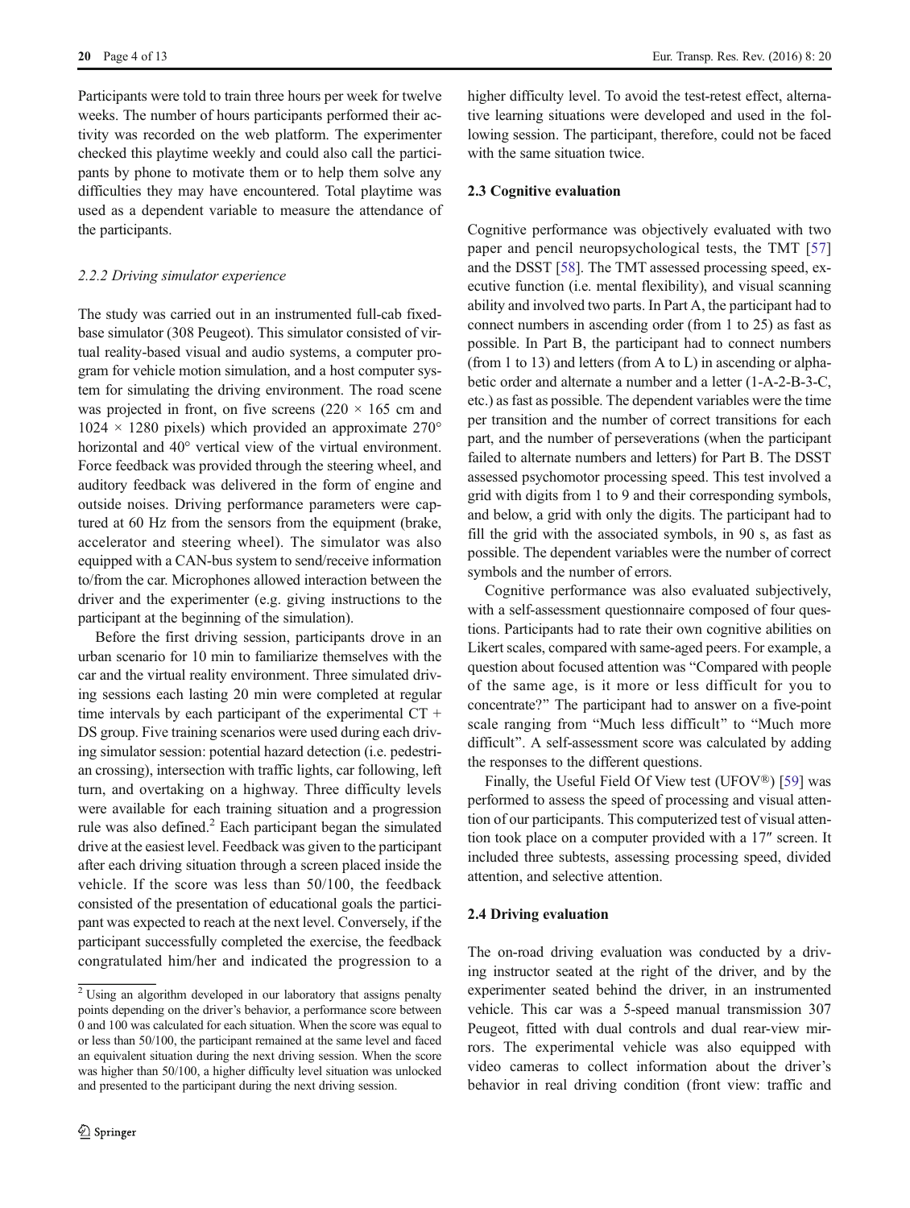Participants were told to train three hours per week for twelve weeks. The number of hours participants performed their activity was recorded on the web platform. The experimenter checked this playtime weekly and could also call the participants by phone to motivate them or to help them solve any difficulties they may have encountered. Total playtime was used as a dependent variable to measure the attendance of the participants.

### *2.2.2 Driving simulator experience*

The study was carried out in an instrumented full-cab fixed-base simulator (308 Peugeot). This simulator consisted of virtual reality-based visual and audio systems, a computer program for vehicle motion simulation, and a host computer system for simulating the driving environment. The road scene was projected in front, on five screens (220 × 165 cm and 1024 × 1280 pixels) which provided an approximate 270° horizontal and 40° vertical view of the virtual environment. Force feedback was provided through the steering wheel, and auditory feedback was delivered in the form of engine and outside noises. Driving performance parameters were captured at 60 Hz from the sensors from the equipment (brake, accelerator and steering wheel). The simulator was also equipped with a CAN-bus system to send/receive information to/from the car. Microphones allowed interaction between the driver and the experimenter (e.g. giving instructions to the participant at the beginning of the simulation).

Before the first driving session, participants drove in an urban scenario for 10 min to familiarize themselves with the car and the virtual reality environment. Three simulated driving sessions each lasting 20 min were completed at regular time intervals by each participant of the experimental CT + DS group. Five training scenarios were used during each driving simulator session: potential hazard detection (i.e. pedestrian crossing), intersection with traffic lights, car following, left turn, and overtaking on a highway. Three difficulty levels were available for each training situation and a progression rule was also defined.[2] Each participant began the simulated drive at the easiest level. Feedback was given to the participant after each driving situation through a screen placed inside the vehicle. If the score was less than 50/100, the feedback consisted of the presentation of educational goals the participant was expected to reach at the next level. Conversely, if the participant successfully completed the exercise, the feedback congratulated him/her and indicated the progression to a higher difficulty level. To avoid the test-retest effect, alternative learning situations were developed and used in the following session. The participant, therefore, could not be faced with the same situation twice.

## 2.3 Cognitive evaluation

Cognitive performance was objectively evaluated with two paper and pencil neuropsychological tests, the TMT [57] and the DSST [58]. The TMT assessed processing speed, executive function (i.e. mental flexibility), and visual scanning ability and involved two parts. In Part A, the participant had to connect numbers in ascending order (from 1 to 25) as fast as possible. In Part B, the participant had to connect numbers (from 1 to 13) and letters (from A to L) in ascending or alphabetic order and alternate a number and a letter (1-A-2-B-3-C, etc.) as fast as possible. The dependent variables were the time per transition and the number of correct transitions for each part, and the number of perseverations (when the participant failed to alternate numbers and letters) for Part B. The DSST assessed psychomotor processing speed. This test involved a grid with digits from 1 to 9 and their corresponding symbols, and below, a grid with only the digits. The participant had to fill the grid with the associated symbols, in 90 s, as fast as possible. The dependent variables were the number of correct symbols and the number of errors.

Cognitive performance was also evaluated subjectively, with a self-assessment questionnaire composed of four questions. Participants had to rate their own cognitive abilities on Likert scales, compared with same-aged peers. For example, a question about focused attention was "Compared with people of the same age, is it more or less difficult for you to concentrate?" The participant had to answer on a five-point scale ranging from "Much less difficult" to "Much more difficult". A self-assessment score was calculated by adding the responses to the different questions.

Finally, the Useful Field Of View test (UFOV®) [59] was performed to assess the speed of processing and visual attention of our participants. This computerized test of visual attention took place on a computer provided with a 17″ screen. It included three subtests, assessing processing speed, divided attention, and selective attention.

## 2.4 Driving evaluation

The on-road driving evaluation was conducted by a driving instructor seated at the right of the driver, and by the experimenter seated behind the driver, in an instrumented vehicle. This car was a 5-speed manual transmission 307 Peugeot, fitted with dual controls and dual rear-view mirrors. The experimental vehicle was also equipped with video cameras to collect information about the driver's behavior in real driving condition (front view: traffic and

[2] Using an algorithm developed in our laboratory that assigns penalty points depending on the driver's behavior, a performance score between 0 and 100 was calculated for each situation. When the score was equal to or less than 50/100, the participant remained at the same level and faced an equivalent situation during the next driving session. When the score was higher than 50/100, a higher difficulty level situation was unlocked and presented to the participant during the next driving session.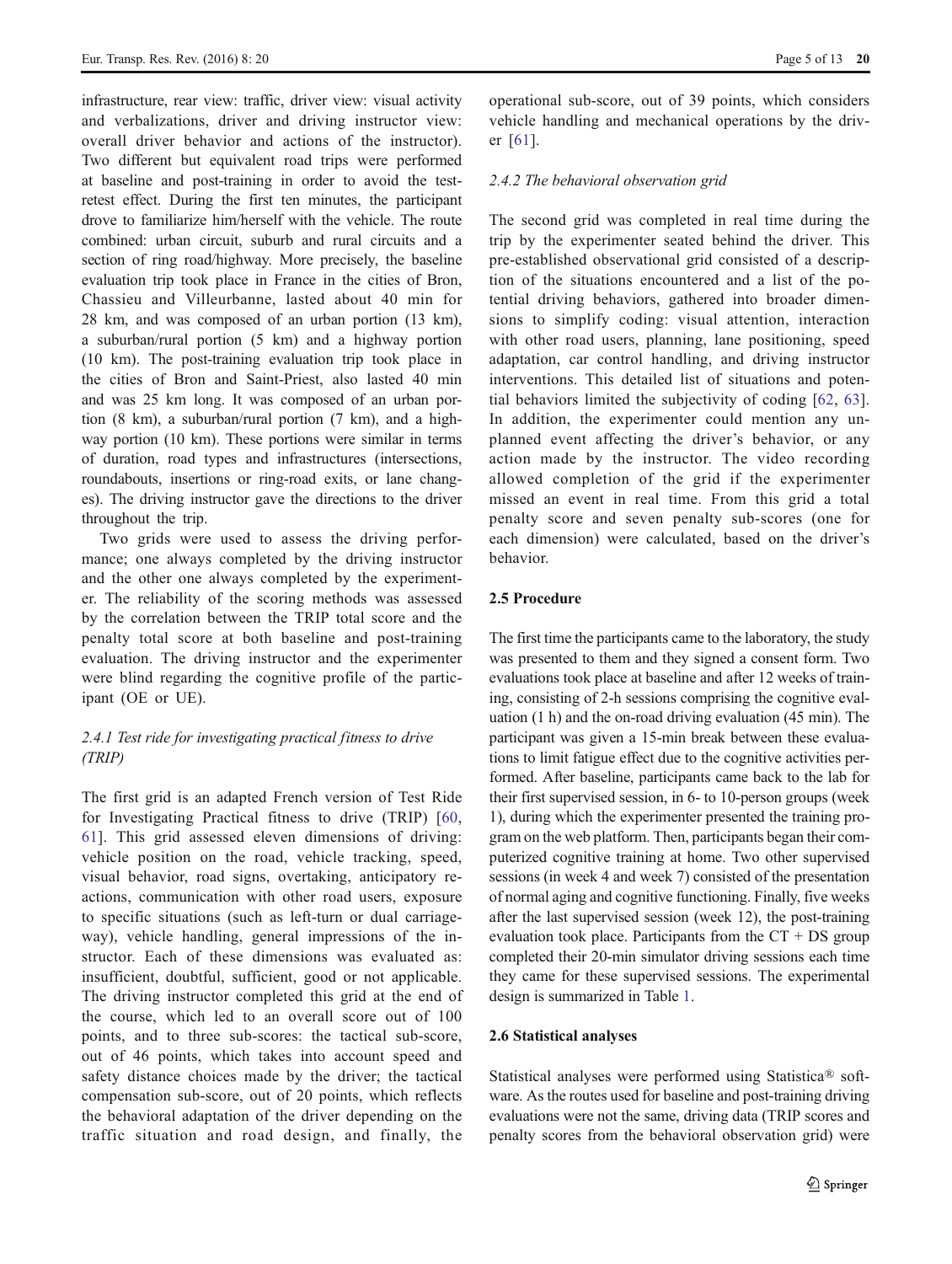infrastructure, rear view: traffic, driver view: visual activity and verbalizations, driver and driving instructor view: overall driver behavior and actions of the instructor). Two different but equivalent road trips were performed at baseline and post-training in order to avoid the test-retest effect. During the first ten minutes, the participant drove to familiarize him/herself with the vehicle. The route combined: urban circuit, suburb and rural circuits and a section of ring road/highway. More precisely, the baseline evaluation trip took place in France in the cities of Bron, Chassieu and Villeurbanne, lasted about 40 min for 28 km, and was composed of an urban portion (13 km), a suburban/rural portion (5 km) and a highway portion (10 km). The post-training evaluation trip took place in the cities of Bron and Saint-Priest, also lasted 40 min and was 25 km long. It was composed of an urban portion (8 km), a suburban/rural portion (7 km), and a highway portion (10 km). These portions were similar in terms of duration, road types and infrastructures (intersections, roundabouts, insertions or ring-road exits, or lane changes). The driving instructor gave the directions to the driver throughout the trip.

Two grids were used to assess the driving performance; one always completed by the driving instructor and the other one always completed by the experimenter. The reliability of the scoring methods was assessed by the correlation between the TRIP total score and the penalty total score at both baseline and post-training evaluation. The driving instructor and the experimenter were blind regarding the cognitive profile of the participant (OE or UE).

#### 2.4.1 Test ride for investigating practical fitness to drive (TRIP)

The first grid is an adapted French version of Test Ride for Investigating Practical fitness to drive (TRIP) [60, 61]. This grid assessed eleven dimensions of driving: vehicle position on the road, vehicle tracking, speed, visual behavior, road signs, overtaking, anticipatory reactions, communication with other road users, exposure to specific situations (such as left-turn or dual carriageway), vehicle handling, general impressions of the instructor. Each of these dimensions was evaluated as: insufficient, doubtful, sufficient, good or not applicable. The driving instructor completed this grid at the end of the course, which led to an overall score out of 100 points, and to three sub-scores: the tactical sub-score, out of 46 points, which takes into account speed and safety distance choices made by the driver; the tactical compensation sub-score, out of 20 points, which reflects the behavioral adaptation of the driver depending on the traffic situation and road design, and finally, the operational sub-score, out of 39 points, which considers vehicle handling and mechanical operations by the driver [61].

#### 2.4.2 The behavioral observation grid

The second grid was completed in real time during the trip by the experimenter seated behind the driver. This pre-established observational grid consisted of a description of the situations encountered and a list of the potential driving behaviors, gathered into broader dimensions to simplify coding: visual attention, interaction with other road users, planning, lane positioning, speed adaptation, car control handling, and driving instructor interventions. This detailed list of situations and potential behaviors limited the subjectivity of coding [62, 63]. In addition, the experimenter could mention any unplanned event affecting the driver's behavior, or any action made by the instructor. The video recording allowed completion of the grid if the experimenter missed an event in real time. From this grid a total penalty score and seven penalty sub-scores (one for each dimension) were calculated, based on the driver's behavior.

### 2.5 Procedure

The first time the participants came to the laboratory, the study was presented to them and they signed a consent form. Two evaluations took place at baseline and after 12 weeks of training, consisting of 2-h sessions comprising the cognitive evaluation (1 h) and the on-road driving evaluation (45 min). The participant was given a 15-min break between these evaluations to limit fatigue effect due to the cognitive activities performed. After baseline, participants came back to the lab for their first supervised session, in 6- to 10-person groups (week 1), during which the experimenter presented the training program on the web platform. Then, participants began their computerized cognitive training at home. Two other supervised sessions (in week 4 and week 7) consisted of the presentation of normal aging and cognitive functioning. Finally, five weeks after the last supervised session (week 12), the post-training evaluation took place. Participants from the CT + DS group completed their 20-min simulator driving sessions each time they came for these supervised sessions. The experimental design is summarized in Table 1.

### 2.6 Statistical analyses

Statistical analyses were performed using Statistica® software. As the routes used for baseline and post-training driving evaluations were not the same, driving data (TRIP scores and penalty scores from the behavioral observation grid) were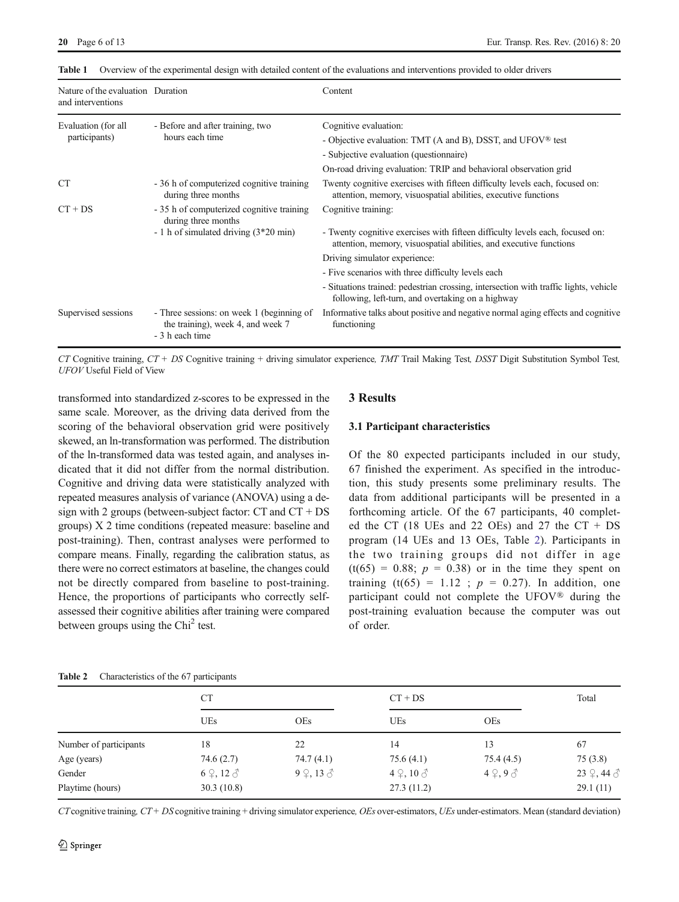**Table 1** Overview of the experimental design with detailed content of the evaluations and interventions provided to older drivers

| Nature of the evaluation and interventions | Duration | Content |
|---|---|---|
| Evaluation (for all participants) | - Before and after training, two hours each time | Cognitive evaluation:<br>- Objective evaluation: TMT (A and B), DSST, and UFOV® test<br>- Subjective evaluation (questionnaire)<br>On-road driving evaluation: TRIP and behavioral observation grid |
| CT | - 36 h of computerized cognitive training during three months | Twenty cognitive exercises with fifteen difficulty levels each, focused on: attention, memory, visuospatial abilities, executive functions |
| CT + DS | - 35 h of computerized cognitive training during three months<br>- 1 h of simulated driving (3*20 min) | Cognitive training:<br>- Twenty cognitive exercises with fifteen difficulty levels each, focused on: attention, memory, visuospatial abilities, and executive functions<br>Driving simulator experience:<br>- Five scenarios with three difficulty levels each<br>- Situations trained: pedestrian crossing, intersection with traffic lights, vehicle following, left-turn, and overtaking on a highway |
| Supervised sessions | - Three sessions: on week 1 (beginning of the training), week 4, and week 7<br>- 3 h each time | Informative talks about positive and negative normal aging effects and cognitive functioning |

*CT* Cognitive training, *CT + DS* Cognitive training + driving simulator experience, *TMT* Trail Making Test, *DSST* Digit Substitution Symbol Test, *UFOV* Useful Field of View

transformed into standardized z-scores to be expressed in the same scale. Moreover, as the driving data derived from the scoring of the behavioral observation grid were positively skewed, an ln-transformation was performed. The distribution of the ln-transformed data was tested again, and analyses indicated that it did not differ from the normal distribution. Cognitive and driving data were statistically analyzed with repeated measures analysis of variance (ANOVA) using a design with 2 groups (between-subject factor: CT and CT + DS groups) X 2 time conditions (repeated measure: baseline and post-training). Then, contrast analyses were performed to compare means. Finally, regarding the calibration status, as there were no correct estimators at baseline, the changes could not be directly compared from baseline to post-training. Hence, the proportions of participants who correctly self-assessed their cognitive abilities after training were compared between groups using the $\text{Chi}^2$ test.

## 3 Results

### 3.1 Participant characteristics

Of the 80 expected participants included in our study, 67 finished the experiment. As specified in the introduction, this study presents some preliminary results. The data from additional participants will be presented in a forthcoming article. Of the 67 participants, 40 completed the CT (18 UEs and 22 OEs) and 27 the CT + DS program (14 UEs and 13 OEs, Table 2). Participants in the two training groups did not differ in age ($t(65) = 0.88$; $p = 0.38$) or in the time they spent on training ($t(65) = 1.12$ ; $p = 0.27$). In addition, one participant could not complete the UFOV® during the post-training evaluation because the computer was out of order.

**Table 2** Characteristics of the 67 participants

| | CT | | CT + DS | | Total |
|---|---|---|---|---|---|
| | UEs | OEs | UEs | OEs | |
| Number of participants | 18 | 22 | 14 | 13 | 67 |
| Age (years) | 74.6 (2.7) | 74.7 (4.1) | 75.6 (4.1) | 75.4 (4.5) | 75 (3.8) |
| Gender | 6 ♀, 12 ♂ | 9 ♀, 13 ♂ | 4 ♀, 10 ♂ | 4 ♀, 9 ♂ | 23 ♀, 44 ♂ |
| Playtime (hours) | 30.3 (10.8) | | 27.3 (11.2) | | 29.1 (11) |

*CT* cognitive training, *CT + DS* cognitive training + driving simulator experience, *OEs* over-estimators, *UEs* under-estimators. Mean (standard deviation)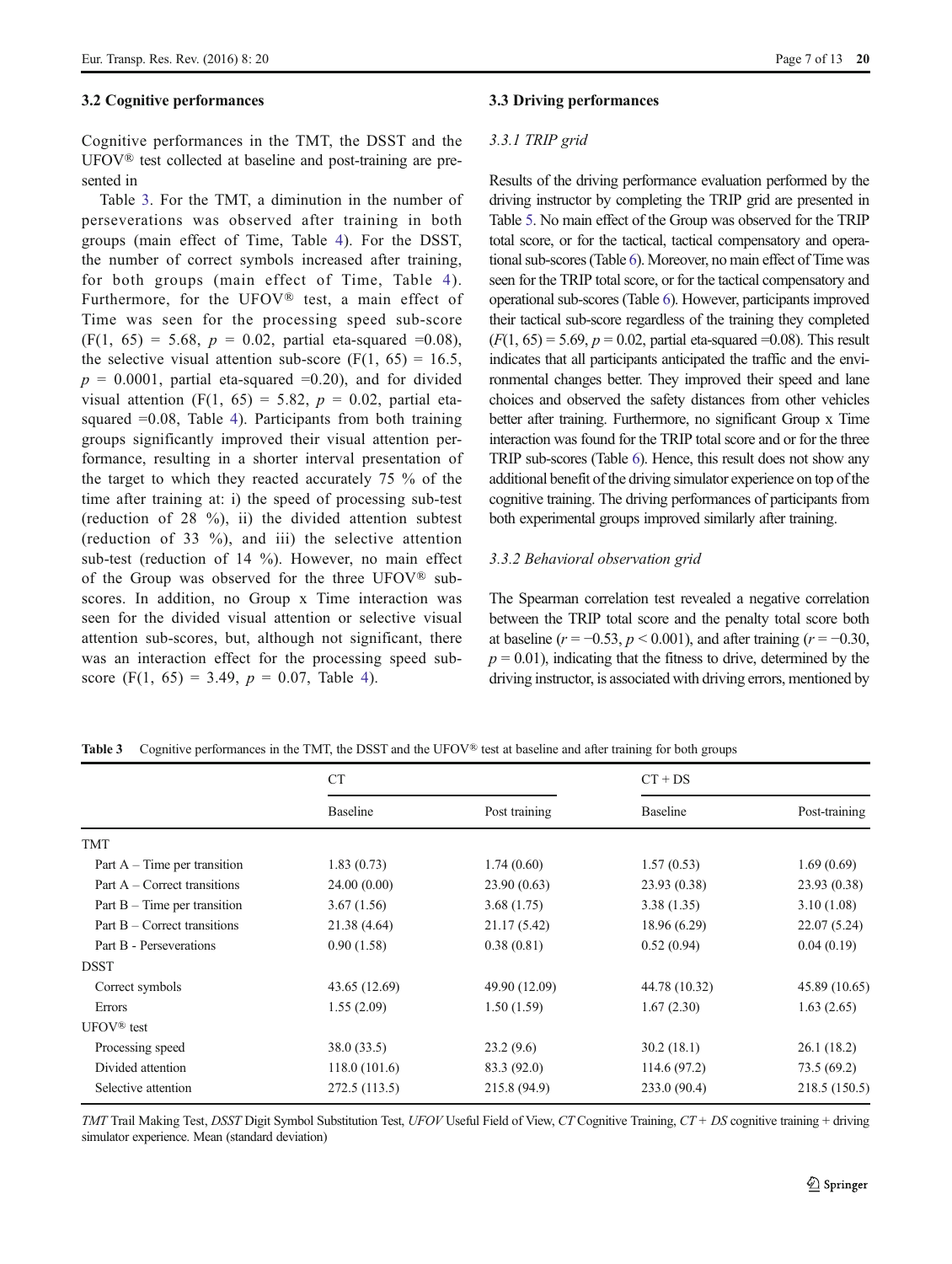### 3.2 Cognitive performances

Cognitive performances in the TMT, the DSST and the UFOV® test collected at baseline and post-training are presented in

Table 3. For the TMT, a diminution in the number of perseverations was observed after training in both groups (main effect of Time, Table 4). For the DSST, the number of correct symbols increased after training, for both groups (main effect of Time, Table 4). Furthermore, for the UFOV® test, a main effect of Time was seen for the processing speed sub-score ($F(1, 65) = 5.68$, $p = 0.02$, partial eta-squared =0.08), the selective visual attention sub-score ($F(1, 65) = 16.5$, $p = 0.0001$, partial eta-squared =0.20), and for divided visual attention ($F(1, 65) = 5.82$, $p = 0.02$, partial eta-squared =0.08, Table 4). Participants from both training groups significantly improved their visual attention performance, resulting in a shorter interval presentation of the target to which they reacted accurately 75 % of the time after training at: i) the speed of processing sub-test (reduction of 28 %), ii) the divided attention subtest (reduction of 33 %), and iii) the selective attention sub-test (reduction of 14 %). However, no main effect of the Group was observed for the three UFOV® sub-scores. In addition, no Group x Time interaction was seen for the divided visual attention or selective visual attention sub-scores, but, although not significant, there was an interaction effect for the processing speed sub-score ($F(1, 65) = 3.49$, $p = 0.07$, Table 4).

### 3.3 Driving performances

#### 3.3.1 TRIP grid

Results of the driving performance evaluation performed by the driving instructor by completing the TRIP grid are presented in Table 5. No main effect of the Group was observed for the TRIP total score, or for the tactical, tactical compensatory and operational sub-scores (Table 6). Moreover, no main effect of Time was seen for the TRIP total score, or for the tactical compensatory and operational sub-scores (Table 6). However, participants improved their tactical sub-score regardless of the training they completed ($F(1, 65) = 5.69$, $p = 0.02$, partial eta-squared =0.08). This result indicates that all participants anticipated the traffic and the environmental changes better. They improved their speed and lane choices and observed the safety distances from other vehicles better after training. Furthermore, no significant Group x Time interaction was found for the TRIP total score and or for the three TRIP sub-scores (Table 6). Hence, this result does not show any additional benefit of the driving simulator experience on top of the cognitive training. The driving performances of participants from both experimental groups improved similarly after training.

#### 3.3.2 Behavioral observation grid

The Spearman correlation test revealed a negative correlation between the TRIP total score and the penalty total score both at baseline ($r = -0.53$, $p < 0.001$), and after training ($r = -0.30$, $p = 0.01$), indicating that the fitness to drive, determined by the driving instructor, is associated with driving errors, mentioned by

**Table 3** Cognitive performances in the TMT, the DSST and the UFOV® test at baseline and after training for both groups

| | CT | | CT + DS | |
|---|---|---|---|---|
| | Baseline | Post training | Baseline | Post-training |
| TMT | | | | |
| Part A – Time per transition | 1.83 (0.73) | 1.74 (0.60) | 1.57 (0.53) | 1.69 (0.69) |
| Part A – Correct transitions | 24.00 (0.00) | 23.90 (0.63) | 23.93 (0.38) | 23.93 (0.38) |
| Part B – Time per transition | 3.67 (1.56) | 3.68 (1.75) | 3.38 (1.35) | 3.10 (1.08) |
| Part B – Correct transitions | 21.38 (4.64) | 21.17 (5.42) | 18.96 (6.29) | 22.07 (5.24) |
| Part B - Perseverations | 0.90 (1.58) | 0.38 (0.81) | 0.52 (0.94) | 0.04 (0.19) |
| DSST | | | | |
| Correct symbols | 43.65 (12.69) | 49.90 (12.09) | 44.78 (10.32) | 45.89 (10.65) |
| Errors | 1.55 (2.09) | 1.50 (1.59) | 1.67 (2.30) | 1.63 (2.65) |
| UFOV® test | | | | |
| Processing speed | 38.0 (33.5) | 23.2 (9.6) | 30.2 (18.1) | 26.1 (18.2) |
| Divided attention | 118.0 (101.6) | 83.3 (92.0) | 114.6 (97.2) | 73.5 (69.2) |
| Selective attention | 272.5 (113.5) | 215.8 (94.9) | 233.0 (90.4) | 218.5 (150.5) |

*TMT* Trail Making Test, *DSST* Digit Symbol Substitution Test, *UFOV* Useful Field of View, *CT* Cognitive Training, *CT + DS* cognitive training + driving simulator experience. Mean (standard deviation)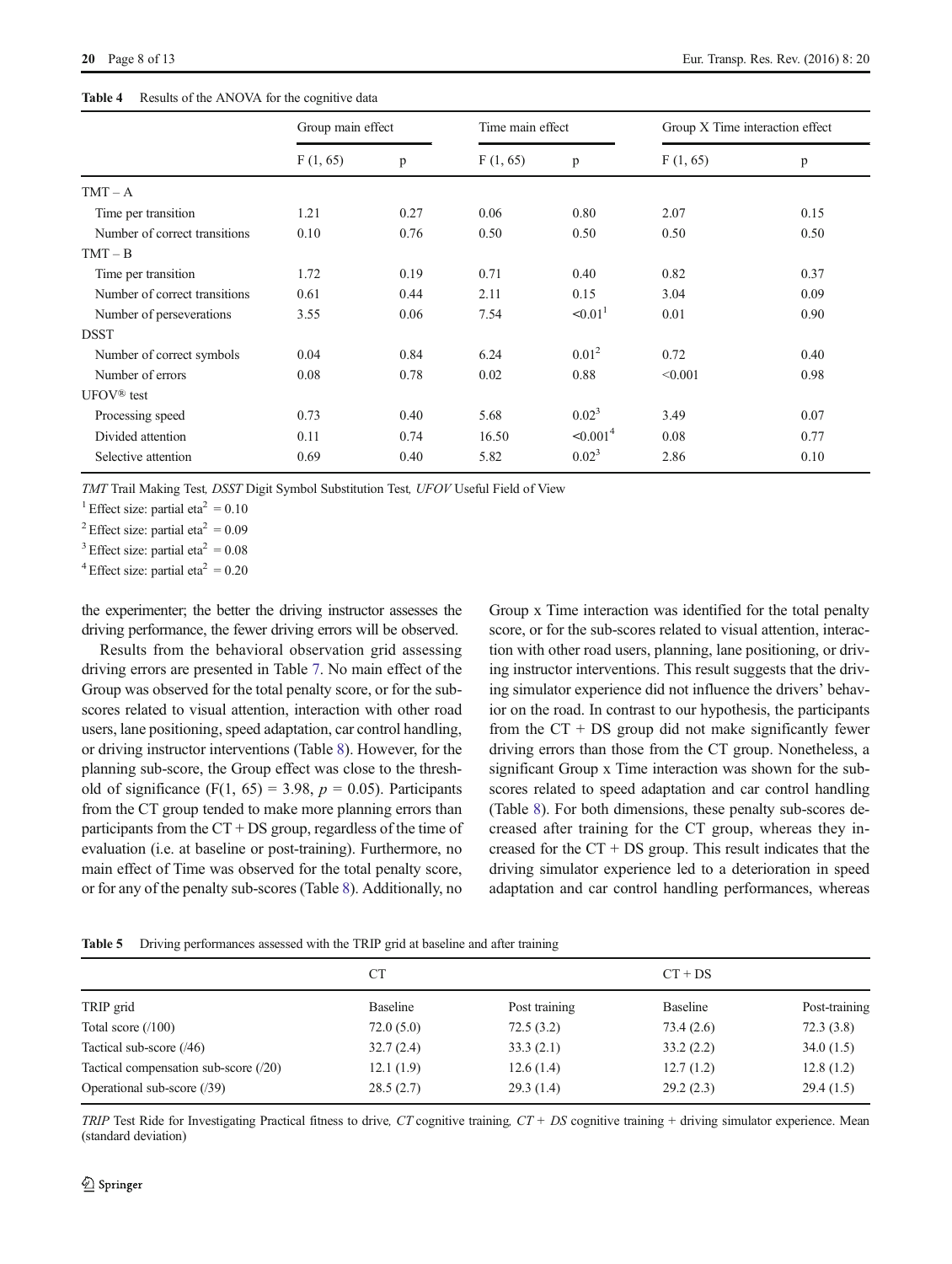**Table 4** Results of the ANOVA for the cognitive data

| | Group main effect | | Time main effect | | Group X Time interaction effect | |
|---|---|---|---|---|---|---|
| | F (1, 65) | p | F (1, 65) | p | F (1, 65) | p |
| TMT – A | | | | | | |
| Time per transition | 1.21 | 0.27 | 0.06 | 0.80 | 2.07 | 0.15 |
| Number of correct transitions | 0.10 | 0.76 | 0.50 | 0.50 | 0.50 | 0.50 |
| TMT – B | | | | | | |
| Time per transition | 1.72 | 0.19 | 0.71 | 0.40 | 0.82 | 0.37 |
| Number of correct transitions | 0.61 | 0.44 | 2.11 | 0.15 | 3.04 | 0.09 |
| Number of perseverations | 3.55 | 0.06 | 7.54 | <0.01[1] | 0.01 | 0.90 |
| DSST | | | | | | |
| Number of correct symbols | 0.04 | 0.84 | 6.24 | 0.01[2] | 0.72 | 0.40 |
| Number of errors | 0.08 | 0.78 | 0.02 | 0.88 | <0.001 | 0.98 |
| UFOV® test | | | | | | |
| Processing speed | 0.73 | 0.40 | 5.68 | 0.02[3] | 3.49 | 0.07 |
| Divided attention | 0.11 | 0.74 | 16.50 | <0.001[4] | 0.08 | 0.77 |
| Selective attention | 0.69 | 0.40 | 5.82 | 0.02[3] | 2.86 | 0.10 |

*TMT* Trail Making Test, *DSST* Digit Symbol Substitution Test, *UFOV* Useful Field of View

[1] Effect size: partial eta$^2$ = 0.10

[2] Effect size: partial eta$^2$ = 0.09

[3] Effect size: partial eta$^2$ = 0.08

[4] Effect size: partial eta$^2$ = 0.20

the experimenter; the better the driving instructor assesses the driving performance, the fewer driving errors will be observed.

Results from the behavioral observation grid assessing driving errors are presented in Table 7. No main effect of the Group was observed for the total penalty score, or for the sub-scores related to visual attention, interaction with other road users, lane positioning, speed adaptation, car control handling, or driving instructor interventions (Table 8). However, for the planning sub-score, the Group effect was close to the threshold of significance ($F(1, 65) = 3.98$, $p = 0.05$). Participants from the CT group tended to make more planning errors than participants from the CT + DS group, regardless of the time of evaluation (i.e. at baseline or post-training). Furthermore, no main effect of Time was observed for the total penalty score, or for any of the penalty sub-scores (Table 8). Additionally, no Group x Time interaction was identified for the total penalty score, or for the sub-scores related to visual attention, interaction with other road users, planning, lane positioning, or driving instructor interventions. This result suggests that the driving simulator experience did not influence the drivers' behavior on the road. In contrast to our hypothesis, the participants from the CT + DS group did not make significantly fewer driving errors than those from the CT group. Nonetheless, a significant Group x Time interaction was shown for the sub-scores related to speed adaptation and car control handling (Table 8). For both dimensions, these penalty sub-scores decreased after training for the CT group, whereas they increased for the CT + DS group. This result indicates that the driving simulator experience led to a deterioration in speed adaptation and car control handling performances, whereas

**Table 5** Driving performances assessed with the TRIP grid at baseline and after training

| | CT | | CT + DS | |
|---|---|---|---|---|
| TRIP grid | Baseline | Post training | Baseline | Post-training |
| Total score (/100) | 72.0 (5.0) | 72.5 (3.2) | 73.4 (2.6) | 72.3 (3.8) |
| Tactical sub-score (/46) | 32.7 (2.4) | 33.3 (2.1) | 33.2 (2.2) | 34.0 (1.5) |
| Tactical compensation sub-score (/20) | 12.1 (1.9) | 12.6 (1.4) | 12.7 (1.2) | 12.8 (1.2) |
| Operational sub-score (/39) | 28.5 (2.7) | 29.3 (1.4) | 29.2 (2.3) | 29.4 (1.5) |

*TRIP* Test Ride for Investigating Practical fitness to drive, *CT* cognitive training, *CT + DS* cognitive training + driving simulator experience. Mean (standard deviation)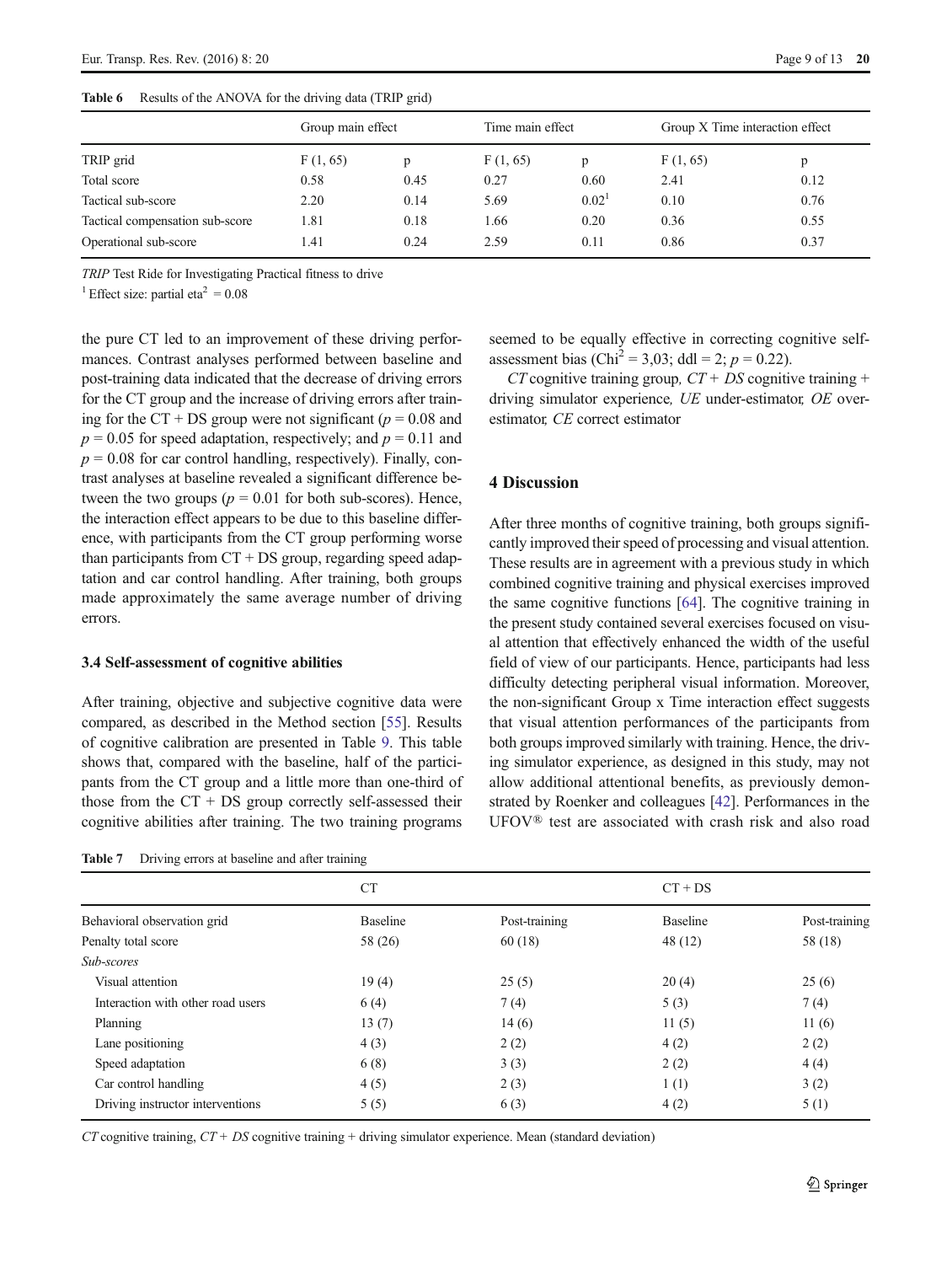Table 6 Results of the ANOVA for the driving data (TRIP grid)

| | Group main effect | | Time main effect | | Group X Time interaction effect | |
|---|---|---|---|---|---|---|
| TRIP grid | F (1, 65) | p | F (1, 65) | p | F (1, 65) | p |
| Total score | 0.58 | 0.45 | 0.27 | 0.60 | 2.41 | 0.12 |
| Tactical sub-score | 2.20 | 0.14 | 5.69 | 0.02[1] | 0.10 | 0.76 |
| Tactical compensation sub-score | 1.81 | 0.18 | 1.66 | 0.20 | 0.36 | 0.55 |
| Operational sub-score | 1.41 | 0.24 | 2.59 | 0.11 | 0.86 | 0.37 |

*TRIP* Test Ride for Investigating Practical fitness to drive

[1] Effect size: partial eta$^2$ = 0.08

the pure CT led to an improvement of these driving performances. Contrast analyses performed between baseline and post-training data indicated that the decrease of driving errors for the CT group and the increase of driving errors after training for the CT + DS group were not significant ($p = 0.08$ and $p = 0.05$ for speed adaptation, respectively; and $p = 0.11$ and $p = 0.08$ for car control handling, respectively). Finally, contrast analyses at baseline revealed a significant difference between the two groups ($p = 0.01$ for both sub-scores). Hence, the interaction effect appears to be due to this baseline difference, with participants from the CT group performing worse than participants from CT + DS group, regarding speed adaptation and car control handling. After training, both groups made approximately the same average number of driving errors.

### 3.4 Self-assessment of cognitive abilities

After training, objective and subjective cognitive data were compared, as described in the Method section [55]. Results of cognitive calibration are presented in Table 9. This table shows that, compared with the baseline, half of the participants from the CT group and a little more than one-third of those from the CT + DS group correctly self-assessed their cognitive abilities after training. The two training programs seemed to be equally effective in correcting cognitive self-assessment bias (Chi$^2$ = 3,03; ddl = 2; $p = 0.22$).

*CT* cognitive training group*, CT + DS* cognitive training + driving simulator experience*, UE* under-estimator*, OE* overestimator*, CE* correct estimator

## 4 Discussion

After three months of cognitive training, both groups significantly improved their speed of processing and visual attention. These results are in agreement with a previous study in which combined cognitive training and physical exercises improved the same cognitive functions [64]. The cognitive training in the present study contained several exercises focused on visual attention that effectively enhanced the width of the useful field of view of our participants. Hence, participants had less difficulty detecting peripheral visual information. Moreover, the non-significant Group x Time interaction effect suggests that visual attention performances of the participants from both groups improved similarly with training. Hence, the driving simulator experience, as designed in this study, may not allow additional attentional benefits, as previously demonstrated by Roenker and colleagues [42]. Performances in the UFOV® test are associated with crash risk and also road

Table 7 Driving errors at baseline and after training

| | CT | | CT + DS | |
|---|---|---|---|---|
| Behavioral observation grid | Baseline | Post-training | Baseline | Post-training |
| Penalty total score | 58 (26) | 60 (18) | 48 (12) | 58 (18) |
| *Sub-scores* | | | | |
| Visual attention | 19 (4) | 25 (5) | 20 (4) | 25 (6) |
| Interaction with other road users | 6 (4) | 7 (4) | 5 (3) | 7 (4) |
| Planning | 13 (7) | 14 (6) | 11 (5) | 11 (6) |
| Lane positioning | 4 (3) | 2 (2) | 4 (2) | 2 (2) |
| Speed adaptation | 6 (8) | 3 (3) | 2 (2) | 4 (4) |
| Car control handling | 4 (5) | 2 (3) | 1 (1) | 3 (2) |
| Driving instructor interventions | 5 (5) | 6 (3) | 4 (2) | 5 (1) |

*CT* cognitive training, *CT + DS* cognitive training + driving simulator experience. Mean (standard deviation)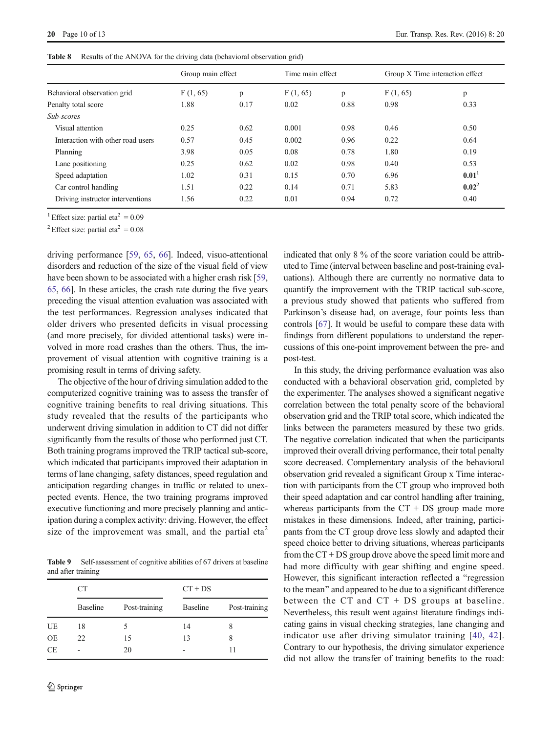**Table 8** Results of the ANOVA for the driving data (behavioral observation grid)

| | Group main effect | | Time main effect | | Group X Time interaction effect | |
|---|---|---|---|---|---|---|
| Behavioral observation grid | F (1, 65) | p | F (1, 65) | p | F (1, 65) | p |
| Penalty total score | 1.88 | 0.17 | 0.02 | 0.88 | 0.98 | 0.33 |
| *Sub-scores* | | | | | | |
| Visual attention | 0.25 | 0.62 | 0.001 | 0.98 | 0.46 | 0.50 |
| Interaction with other road users | 0.57 | 0.45 | 0.002 | 0.96 | 0.22 | 0.64 |
| Planning | 3.98 | 0.05 | 0.08 | 0.78 | 1.80 | 0.19 |
| Lane positioning | 0.25 | 0.62 | 0.02 | 0.98 | 0.40 | 0.53 |
| Speed adaptation | 1.02 | 0.31 | 0.15 | 0.70 | 6.96 | **0.01**[1] |
| Car control handling | 1.51 | 0.22 | 0.14 | 0.71 | 5.83 | **0.02**[2] |
| Driving instructor interventions | 1.56 | 0.22 | 0.01 | 0.94 | 0.72 | 0.40 |

[1] Effect size: partial eta$^2$ = 0.09

[2] Effect size: partial eta$^2$ = 0.08

driving performance [59, 65, 66]. Indeed, visuo-attentional disorders and reduction of the size of the visual field of view have been shown to be associated with a higher crash risk [59, 65, 66]. In these articles, the crash rate during the five years preceding the visual attention evaluation was associated with the test performances. Regression analyses indicated that older drivers who presented deficits in visual processing (and more precisely, for divided attentional tasks) were involved in more road crashes than the others. Thus, the improvement of visual attention with cognitive training is a promising result in terms of driving safety.

The objective of the hour of driving simulation added to the computerized cognitive training was to assess the transfer of cognitive training benefits to real driving situations. This study revealed that the results of the participants who underwent driving simulation in addition to CT did not differ significantly from the results of those who performed just CT. Both training programs improved the TRIP tactical sub-score, which indicated that participants improved their adaptation in terms of lane changing, safety distances, speed regulation and anticipation regarding changes in traffic or related to unexpected events. Hence, the two training programs improved executive functioning and more precisely planning and anticipation during a complex activity: driving. However, the effect size of the improvement was small, and the partial eta$^2$ indicated that only 8 % of the score variation could be attributed to Time (interval between baseline and post-training evaluations). Although there are currently no normative data to quantify the improvement with the TRIP tactical sub-score, a previous study showed that patients who suffered from Parkinson's disease had, on average, four points less than controls [67]. It would be useful to compare these data with findings from different populations to understand the repercussions of this one-point improvement between the pre- and post-test.

In this study, the driving performance evaluation was also conducted with a behavioral observation grid, completed by the experimenter. The analyses showed a significant negative correlation between the total penalty score of the behavioral observation grid and the TRIP total score, which indicated the links between the parameters measured by these two grids. The negative correlation indicated that when the participants improved their overall driving performance, their total penalty score decreased. Complementary analysis of the behavioral observation grid revealed a significant Group x Time interaction with participants from the CT group who improved both their speed adaptation and car control handling after training, whereas participants from the CT + DS group made more mistakes in these dimensions. Indeed, after training, participants from the CT group drove less slowly and adapted their speed choice better to driving situations, whereas participants from the CT + DS group drove above the speed limit more and had more difficulty with gear shifting and engine speed. However, this significant interaction reflected a "regression to the mean" and appeared to be due to a significant difference between the CT and CT + DS groups at baseline. Nevertheless, this result went against literature findings indicating gains in visual checking strategies, lane changing and indicator use after driving simulator training [40, 42]. Contrary to our hypothesis, the driving simulator experience did not allow the transfer of training benefits to the road:

**Table 9** Self-assessment of cognitive abilities of 67 drivers at baseline and after training

| | CT | | CT + DS | |
|---|---|---|---|---|
| | Baseline | Post-training | Baseline | Post-training |
| UE | 18 | 5 | 14 | 8 |
| OE | 22 | 15 | 13 | 8 |
| CE | - | 20 | - | 11 |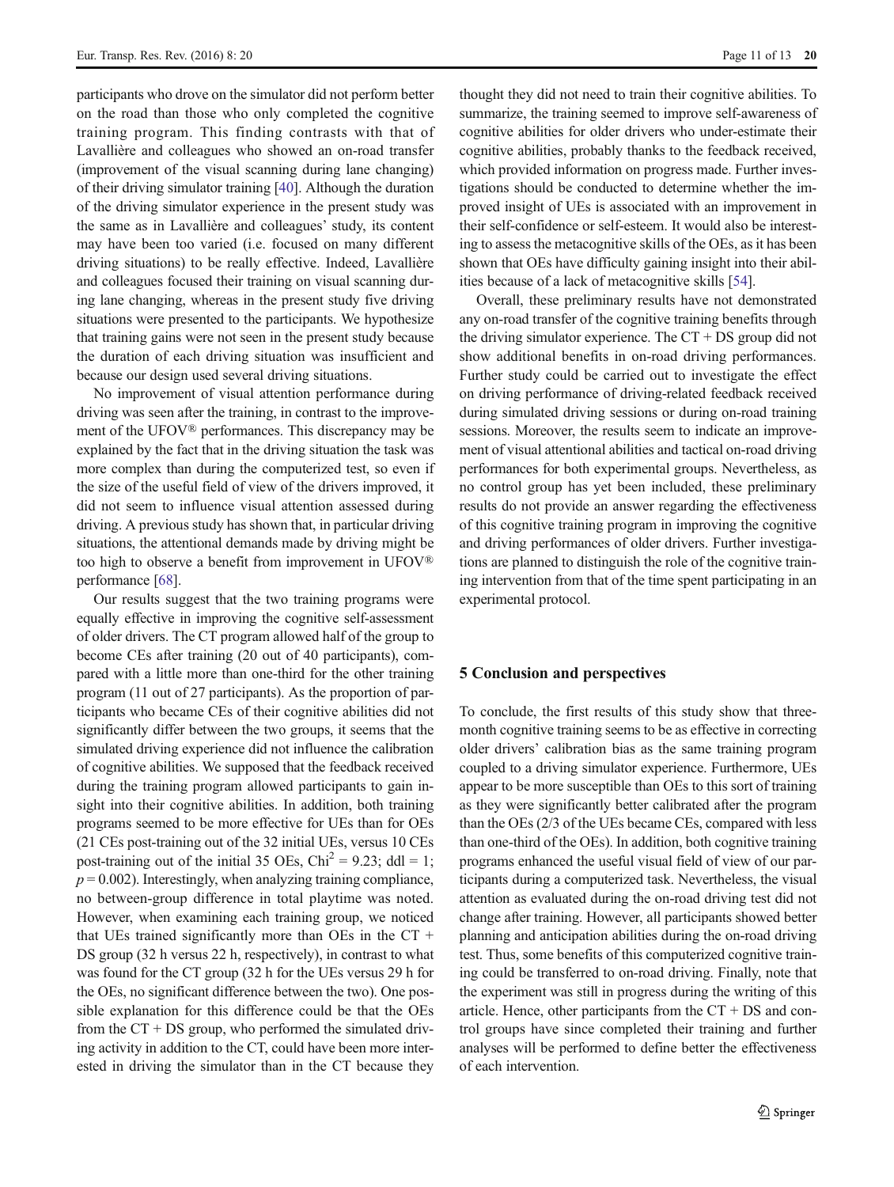participants who drove on the simulator did not perform better on the road than those who only completed the cognitive training program. This finding contrasts with that of Lavallière and colleagues who showed an on-road transfer (improvement of the visual scanning during lane changing) of their driving simulator training [40]. Although the duration of the driving simulator experience in the present study was the same as in Lavallière and colleagues' study, its content may have been too varied (i.e. focused on many different driving situations) to be really effective. Indeed, Lavallière and colleagues focused their training on visual scanning during lane changing, whereas in the present study five driving situations were presented to the participants. We hypothesize that training gains were not seen in the present study because the duration of each driving situation was insufficient and because our design used several driving situations.

No improvement of visual attention performance during driving was seen after the training, in contrast to the improvement of the UFOV® performances. This discrepancy may be explained by the fact that in the driving situation the task was more complex than during the computerized test, so even if the size of the useful field of view of the drivers improved, it did not seem to influence visual attention assessed during driving. A previous study has shown that, in particular driving situations, the attentional demands made by driving might be too high to observe a benefit from improvement in UFOV® performance [68].

Our results suggest that the two training programs were equally effective in improving the cognitive self-assessment of older drivers. The CT program allowed half of the group to become CEs after training (20 out of 40 participants), compared with a little more than one-third for the other training program (11 out of 27 participants). As the proportion of participants who became CEs of their cognitive abilities did not significantly differ between the two groups, it seems that the simulated driving experience did not influence the calibration of cognitive abilities. We supposed that the feedback received during the training program allowed participants to gain insight into their cognitive abilities. In addition, both training programs seemed to be more effective for UEs than for OEs (21 CEs post-training out of the 32 initial UEs, versus 10 CEs post-training out of the initial 35 OEs, $Chi^2 = 9.23$; ddl = 1; $p = 0.002$). Interestingly, when analyzing training compliance, no between-group difference in total playtime was noted. However, when examining each training group, we noticed that UEs trained significantly more than OEs in the CT + DS group (32 h versus 22 h, respectively), in contrast to what was found for the CT group (32 h for the UEs versus 29 h for the OEs, no significant difference between the two). One possible explanation for this difference could be that the OEs from the CT + DS group, who performed the simulated driving activity in addition to the CT, could have been more interested in driving the simulator than in the CT because they thought they did not need to train their cognitive abilities. To summarize, the training seemed to improve self-awareness of cognitive abilities for older drivers who under-estimate their cognitive abilities, probably thanks to the feedback received, which provided information on progress made. Further investigations should be conducted to determine whether the improved insight of UEs is associated with an improvement in their self-confidence or self-esteem. It would also be interesting to assess the metacognitive skills of the OEs, as it has been shown that OEs have difficulty gaining insight into their abilities because of a lack of metacognitive skills [54].

Overall, these preliminary results have not demonstrated any on-road transfer of the cognitive training benefits through the driving simulator experience. The CT + DS group did not show additional benefits in on-road driving performances. Further study could be carried out to investigate the effect on driving performance of driving-related feedback received during simulated driving sessions or during on-road training sessions. Moreover, the results seem to indicate an improvement of visual attentional abilities and tactical on-road driving performances for both experimental groups. Nevertheless, as no control group has yet been included, these preliminary results do not provide an answer regarding the effectiveness of this cognitive training program in improving the cognitive and driving performances of older drivers. Further investigations are planned to distinguish the role of the cognitive training intervention from that of the time spent participating in an experimental protocol.

## 5 Conclusion and perspectives

To conclude, the first results of this study show that three-month cognitive training seems to be as effective in correcting older drivers' calibration bias as the same training program coupled to a driving simulator experience. Furthermore, UEs appear to be more susceptible than OEs to this sort of training as they were significantly better calibrated after the program than the OEs (2/3 of the UEs became CEs, compared with less than one-third of the OEs). In addition, both cognitive training programs enhanced the useful visual field of view of our participants during a computerized task. Nevertheless, the visual attention as evaluated during the on-road driving test did not change after training. However, all participants showed better planning and anticipation abilities during the on-road driving test. Thus, some benefits of this computerized cognitive training could be transferred to on-road driving. Finally, note that the experiment was still in progress during the writing of this article. Hence, other participants from the CT + DS and control groups have since completed their training and further analyses will be performed to define better the effectiveness of each intervention.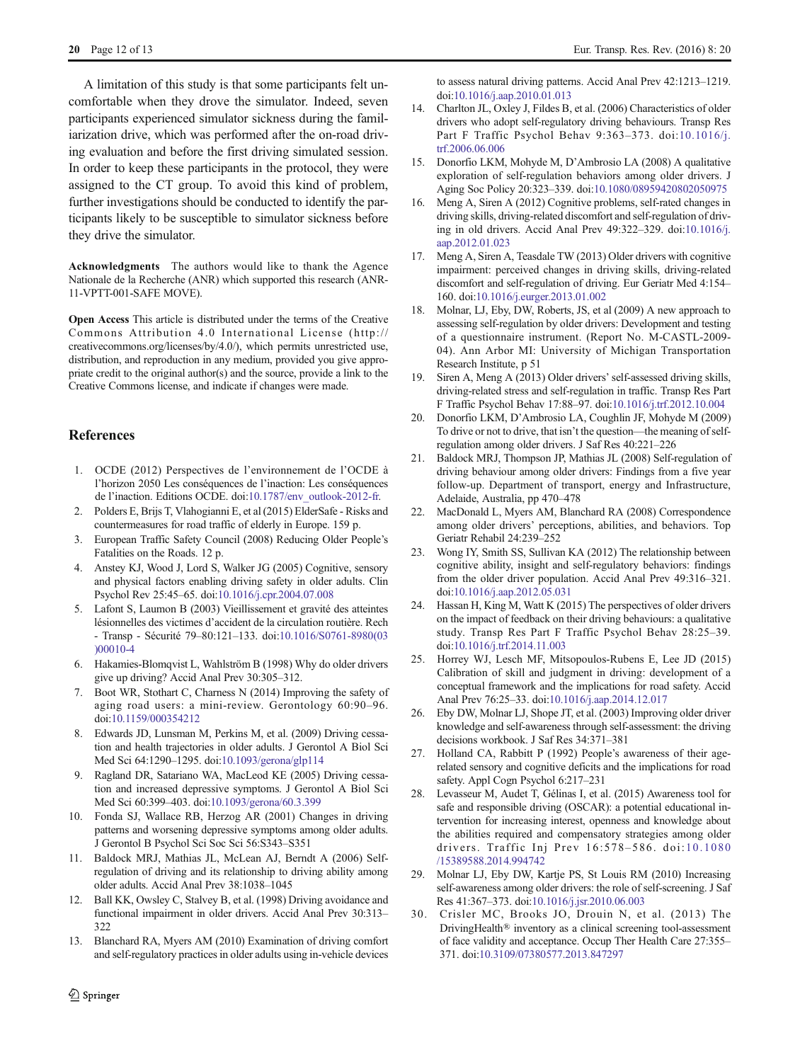A limitation of this study is that some participants felt uncomfortable when they drove the simulator. Indeed, seven participants experienced simulator sickness during the familiarization drive, which was performed after the on-road driving evaluation and before the first driving simulated session. In order to keep these participants in the protocol, they were assigned to the CT group. To avoid this kind of problem, further investigations should be conducted to identify the participants likely to be susceptible to simulator sickness before they drive the simulator.

**Acknowledgments** The authors would like to thank the Agence Nationale de la Recherche (ANR) which supported this research (ANR-11-VPTT-001-SAFE MOVE).

**Open Access** This article is distributed under the terms of the Creative Commons Attribution 4.0 International License (http://creativecommons.org/licenses/by/4.0/), which permits unrestricted use, distribution, and reproduction in any medium, provided you give appropriate credit to the original author(s) and the source, provide a link to the Creative Commons license, and indicate if changes were made.

## References

1. OCDE (2012) Perspectives de l'environnement de l'OCDE à l'horizon 2050 Les conséquences de l'inaction: Les conséquences de l'inaction. Editions OCDE. doi:10.1787/env_outlook-2012-fr.
2. Polders E, Brijs T, Vlahogianni E, et al (2015) ElderSafe - Risks and countermeasures for road traffic of elderly in Europe. 159 p.
3. European Traffic Safety Council (2008) Reducing Older People's Fatalities on the Roads. 12 p.
4. Anstey KJ, Wood J, Lord S, Walker JG (2005) Cognitive, sensory and physical factors enabling driving safety in older adults. Clin Psychol Rev 25:45–65. doi:10.1016/j.cpr.2004.07.008
5. Lafont S, Laumon B (2003) Vieillissement et gravité des atteintes lésionnelles des victimes d'accident de la circulation routière. Rech - Transp - Sécurité 79–80:121–133. doi:10.1016/S0761-8980(03)00010-4
6. Hakamies-Blomqvist L, Wahlström B (1998) Why do older drivers give up driving? Accid Anal Prev 30:305–312.
7. Boot WR, Stothart C, Charness N (2014) Improving the safety of aging road users: a mini-review. Gerontology 60:90–96. doi:10.1159/000354212
8. Edwards JD, Lunsman M, Perkins M, et al. (2009) Driving cessation and health trajectories in older adults. J Gerontol A Biol Sci Med Sci 64:1290–1295. doi:10.1093/gerona/glp114
9. Ragland DR, Satariano WA, MacLeod KE (2005) Driving cessation and increased depressive symptoms. J Gerontol A Biol Sci Med Sci 60:399–403. doi:10.1093/gerona/60.3.399
10. Fonda SJ, Wallace RB, Herzog AR (2001) Changes in driving patterns and worsening depressive symptoms among older adults. J Gerontol B Psychol Sci Soc Sci 56:S343–S351
11. Baldock MRJ, Mathias JL, McLean AJ, Berndt A (2006) Self-regulation of driving and its relationship to driving ability among older adults. Accid Anal Prev 38:1038–1045
12. Ball KK, Owsley C, Stalvey B, et al. (1998) Driving avoidance and functional impairment in older drivers. Accid Anal Prev 30:313–322
13. Blanchard RA, Myers AM (2010) Examination of driving comfort and self-regulatory practices in older adults using in-vehicle devices to assess natural driving patterns. Accid Anal Prev 42:1213–1219. doi:10.1016/j.aap.2010.01.013
14. Charlton JL, Oxley J, Fildes B, et al. (2006) Characteristics of older drivers who adopt self-regulatory driving behaviours. Transp Res Part F Traffic Psychol Behav 9:363–373. doi:10.1016/j.trf.2006.06.006
15. Donorfio LKM, Mohyde M, D'Ambrosio LA (2008) A qualitative exploration of self-regulation behaviors among older drivers. J Aging Soc Policy 20:323–339. doi:10.1080/08959420802050975
16. Meng A, Siren A (2012) Cognitive problems, self-rated changes in driving skills, driving-related discomfort and self-regulation of driving in old drivers. Accid Anal Prev 49:322–329. doi:10.1016/j.aap.2012.01.023
17. Meng A, Siren A, Teasdale TW (2013) Older drivers with cognitive impairment: perceived changes in driving skills, driving-related discomfort and self-regulation of driving. Eur Geriatr Med 4:154–160. doi:10.1016/j.eurger.2013.01.002
18. Molnar, LJ, Eby, DW, Roberts, JS, et al (2009) A new approach to assessing self-regulation by older drivers: Development and testing of a questionnaire instrument. (Report No. M-CASTL-2009-04). Ann Arbor MI: University of Michigan Transportation Research Institute, p 51
19. Siren A, Meng A (2013) Older drivers' self-assessed driving skills, driving-related stress and self-regulation in traffic. Transp Res Part F Traffic Psychol Behav 17:88–97. doi:10.1016/j.trf.2012.10.004
20. Donorfio LKM, D'Ambrosio LA, Coughlin JF, Mohyde M (2009) To drive or not to drive, that isn't the question—the meaning of self-regulation among older drivers. J Saf Res 40:221–226
21. Baldock MRJ, Thompson JP, Mathias JL (2008) Self-regulation of driving behaviour among older drivers: Findings from a five year follow-up. Department of transport, energy and Infrastructure, Adelaide, Australia, pp 470–478
22. MacDonald L, Myers AM, Blanchard RA (2008) Correspondence among older drivers' perceptions, abilities, and behaviors. Top Geriatr Rehabil 24:239–252
23. Wong IY, Smith SS, Sullivan KA (2012) The relationship between cognitive ability, insight and self-regulatory behaviors: findings from the older driver population. Accid Anal Prev 49:316–321. doi:10.1016/j.aap.2012.05.031
24. Hassan H, King M, Watt K (2015) The perspectives of older drivers on the impact of feedback on their driving behaviours: a qualitative study. Transp Res Part F Traffic Psychol Behav 28:25–39. doi:10.1016/j.trf.2014.11.003
25. Horrey WJ, Lesch MF, Mitsopoulos-Rubens E, Lee JD (2015) Calibration of skill and judgment in driving: development of a conceptual framework and the implications for road safety. Accid Anal Prev 76:25–33. doi:10.1016/j.aap.2014.12.017
26. Eby DW, Molnar LJ, Shope JT, et al. (2003) Improving older driver knowledge and self-awareness through self-assessment: the driving decisions workbook. J Saf Res 34:371–381
27. Holland CA, Rabbitt P (1992) People's awareness of their age-related sensory and cognitive deficits and the implications for road safety. Appl Cogn Psychol 6:217–231
28. Levasseur M, Audet T, Gélinas I, et al. (2015) Awareness tool for safe and responsible driving (OSCAR): a potential educational intervention for increasing interest, openness and knowledge about the abilities required and compensatory strategies among older drivers. Traffic Inj Prev 16:578–586. doi:10.1080/15389588.2014.994742
29. Molnar LJ, Eby DW, Kartje PS, St Louis RM (2010) Increasing self-awareness among older drivers: the role of self-screening. J Saf Res 41:367–373. doi:10.1016/j.jsr.2010.06.003
30. Crisler MC, Brooks JO, Drouin N, et al. (2013) The DrivingHealth® inventory as a clinical screening tool-assessment of face validity and acceptance. Occup Ther Health Care 27:355–371. doi:10.3109/07380577.2013.847297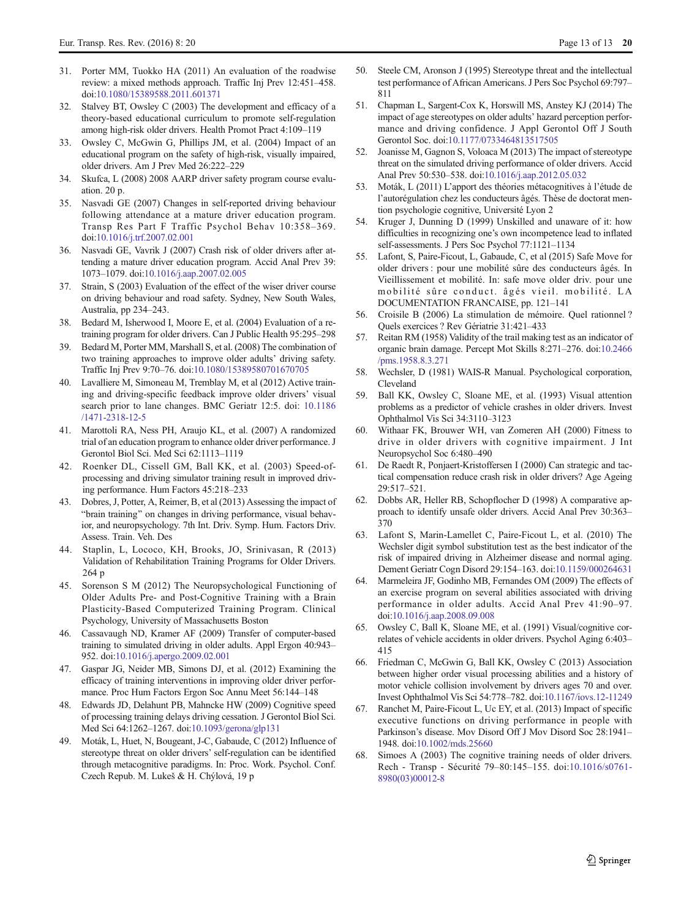31. Porter MM, Tuokko HA (2011) An evaluation of the roadwise review: a mixed methods approach. Traffic Inj Prev 12:451–458. doi:10.1080/15389588.2011.601371
32. Stalvey BT, Owsley C (2003) The development and efficacy of a theory-based educational curriculum to promote self-regulation among high-risk older drivers. Health Promot Pract 4:109–119
33. Owsley C, McGwin G, Phillips JM, et al. (2004) Impact of an educational program on the safety of high-risk, visually impaired, older drivers. Am J Prev Med 26:222–229
34. Skufca, L (2008) 2008 AARP driver safety program course evaluation. 20 p.
35. Nasvadi GE (2007) Changes in self-reported driving behaviour following attendance at a mature driver education program. Transp Res Part F Traffic Psychol Behav 10:358–369. doi:10.1016/j.trf.2007.02.001
36. Nasvadi GE, Vavrik J (2007) Crash risk of older drivers after attending a mature driver education program. Accid Anal Prev 39: 1073–1079. doi:10.1016/j.aap.2007.02.005
37. Strain, S (2003) Evaluation of the effect of the wiser driver course on driving behaviour and road safety. Sydney, New South Wales, Australia, pp 234–243.
38. Bedard M, Isherwood I, Moore E, et al. (2004) Evaluation of a re-training program for older drivers. Can J Public Health 95:295–298
39. Bedard M, Porter MM, Marshall S, et al. (2008) The combination of two training approaches to improve older adults' driving safety. Traffic Inj Prev 9:70–76. doi:10.1080/15389580701670705
40. Lavalliere M, Simoneau M, Tremblay M, et al (2012) Active training and driving-specific feedback improve older drivers' visual search prior to lane changes. BMC Geriatr 12:5. doi: 10.1186/1471-2318-12-5
41. Marottoli RA, Ness PH, Araujo KL, et al. (2007) A randomized trial of an education program to enhance older driver performance. J Gerontol Biol Sci. Med Sci 62:1113–1119
42. Roenker DL, Cissell GM, Ball KK, et al. (2003) Speed-of-processing and driving simulator training result in improved driving performance. Hum Factors 45:218–233
43. Dobres, J, Potter, A, Reimer, B, et al (2013) Assessing the impact of "brain training" on changes in driving performance, visual behavior, and neuropsychology. 7th Int. Driv. Symp. Hum. Factors Driv. Assess. Train. Veh. Des
44. Staplin, L, Lococo, KH, Brooks, JO, Srinivasan, R (2013) Validation of Rehabilitation Training Programs for Older Drivers. 264 p
45. Sorenson S M (2012) The Neuropsychological Functioning of Older Adults Pre- and Post-Cognitive Training with a Brain Plasticity-Based Computerized Training Program. Clinical Psychology, University of Massachusetts Boston
46. Cassavaugh ND, Kramer AF (2009) Transfer of computer-based training to simulated driving in older adults. Appl Ergon 40:943–952. doi:10.1016/j.apergo.2009.02.001
47. Gaspar JG, Neider MB, Simons DJ, et al. (2012) Examining the efficacy of training interventions in improving older driver performance. Proc Hum Factors Ergon Soc Annu Meet 56:144–148
48. Edwards JD, Delahunt PB, Mahncke HW (2009) Cognitive speed of processing training delays driving cessation. J Gerontol Biol Sci. Med Sci 64:1262–1267. doi:10.1093/gerona/glp131
49. Moták, L, Huet, N, Bougeant, J-C, Gabaude, C (2012) Influence of stereotype threat on older drivers' self-regulation can be identified through metacognitive paradigms. In: Proc. Work. Psychol. Conf. Czech Repub. M. Lukeš & H. Chýlová, 19 p
50. Steele CM, Aronson J (1995) Stereotype threat and the intellectual test performance of African Americans. J Pers Soc Psychol 69:797–811
51. Chapman L, Sargent-Cox K, Horswill MS, Anstey KJ (2014) The impact of age stereotypes on older adults' hazard perception performance and driving confidence. J Appl Gerontol Off J South Gerontol Soc. doi:10.1177/0733464813517505
52. Joanisse M, Gagnon S, Voloaca M (2013) The impact of stereotype threat on the simulated driving performance of older drivers. Accid Anal Prev 50:530–538. doi:10.1016/j.aap.2012.05.032
53. Moták, L (2011) L'apport des théories métacognitives à l'étude de l'autorégulation chez les conducteurs âgés. Thèse de doctorat mention psychologie cognitive, Université Lyon 2
54. Kruger J, Dunning D (1999) Unskilled and unaware of it: how difficulties in recognizing one's own incompetence lead to inflated self-assessments. J Pers Soc Psychol 77:1121–1134
55. Lafont, S, Paire-Ficout, L, Gabaude, C, et al (2015) Safe Move for older drivers : pour une mobilité sûre des conducteurs âgés. In Vieillissement et mobilité. In: safe move older driv. pour une mobilité sûre conduct. âgés vieil. mobilité. LA DOCUMENTATION FRANCAISE, pp. 121–141
56. Croisile B (2006) La stimulation de mémoire. Quel rationnel ? Quels exercices ? Rev Gériatrie 31:421–433
57. Reitan RM (1958) Validity of the trail making test as an indicator of organic brain damage. Percept Mot Skills 8:271–276. doi:10.2466/pms.1958.8.3.271
58. Wechsler, D (1981) WAIS-R Manual. Psychological corporation, Cleveland
59. Ball KK, Owsley C, Sloane ME, et al. (1993) Visual attention problems as a predictor of vehicle crashes in older drivers. Invest Ophthalmol Vis Sci 34:3110–3123
60. Withaar FK, Brouwer WH, van Zomeren AH (2000) Fitness to drive in older drivers with cognitive impairment. J Int Neuropsychol Soc 6:480–490
61. De Raedt R, Ponjaert-Kristoffersen I (2000) Can strategic and tactical compensation reduce crash risk in older drivers? Age Ageing 29:517–521.
62. Dobbs AR, Heller RB, Schopflocher D (1998) A comparative approach to identify unsafe older drivers. Accid Anal Prev 30:363–370
63. Lafont S, Marin-Lamellet C, Paire-Ficout L, et al. (2010) The Wechsler digit symbol substitution test as the best indicator of the risk of impaired driving in Alzheimer disease and normal aging. Dement Geriatr Cogn Disord 29:154–163. doi:10.1159/000264631
64. Marmeleira JF, Godinho MB, Fernandes OM (2009) The effects of an exercise program on several abilities associated with driving performance in older adults. Accid Anal Prev 41:90–97. doi:10.1016/j.aap.2008.09.008
65. Owsley C, Ball K, Sloane ME, et al. (1991) Visual/cognitive correlates of vehicle accidents in older drivers. Psychol Aging 6:403–415
66. Friedman C, McGwin G, Ball KK, Owsley C (2013) Association between higher order visual processing abilities and a history of motor vehicle collision involvement by drivers ages 70 and over. Invest Ophthalmol Vis Sci 54:778–782. doi:10.1167/iovs.12-11249
67. Ranchet M, Paire-Ficout L, Uc EY, et al. (2013) Impact of specific executive functions on driving performance in people with Parkinson's disease. Mov Disord Off J Mov Disord Soc 28:1941–1948. doi:10.1002/mds.25660
68. Simoes A (2003) The cognitive training needs of older drivers. Rech - Transp - Sécurité 79–80:145–155. doi:10.1016/s0761-8980(03)00012-8